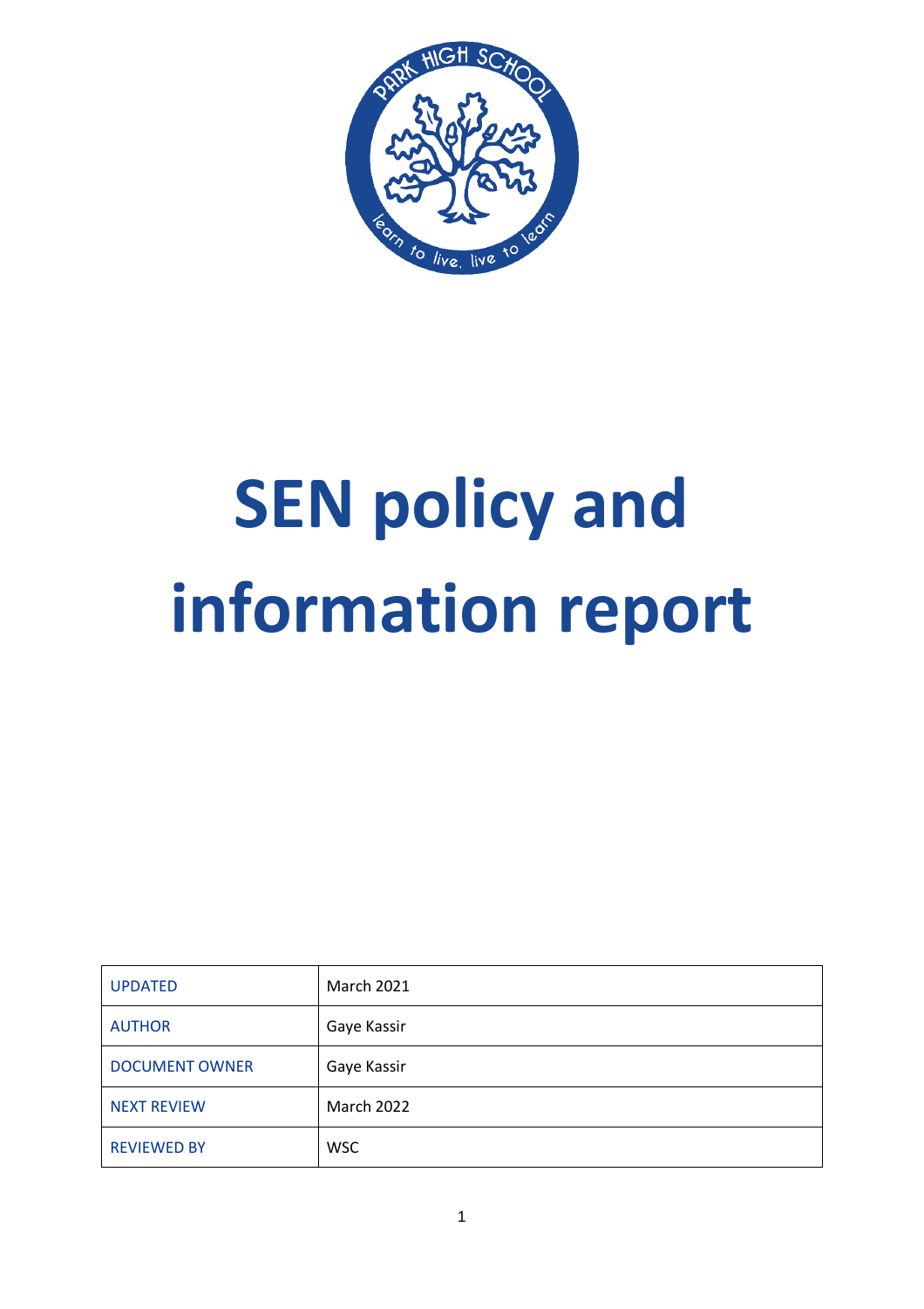# SEN policy and information report

| UPDATED | March 2021 |
|---|---|
| AUTHOR | Gaye Kassir |
| DOCUMENT OWNER | Gaye Kassir |
| NEXT REVIEW | March 2022 |
| REVIEWED BY | WSC |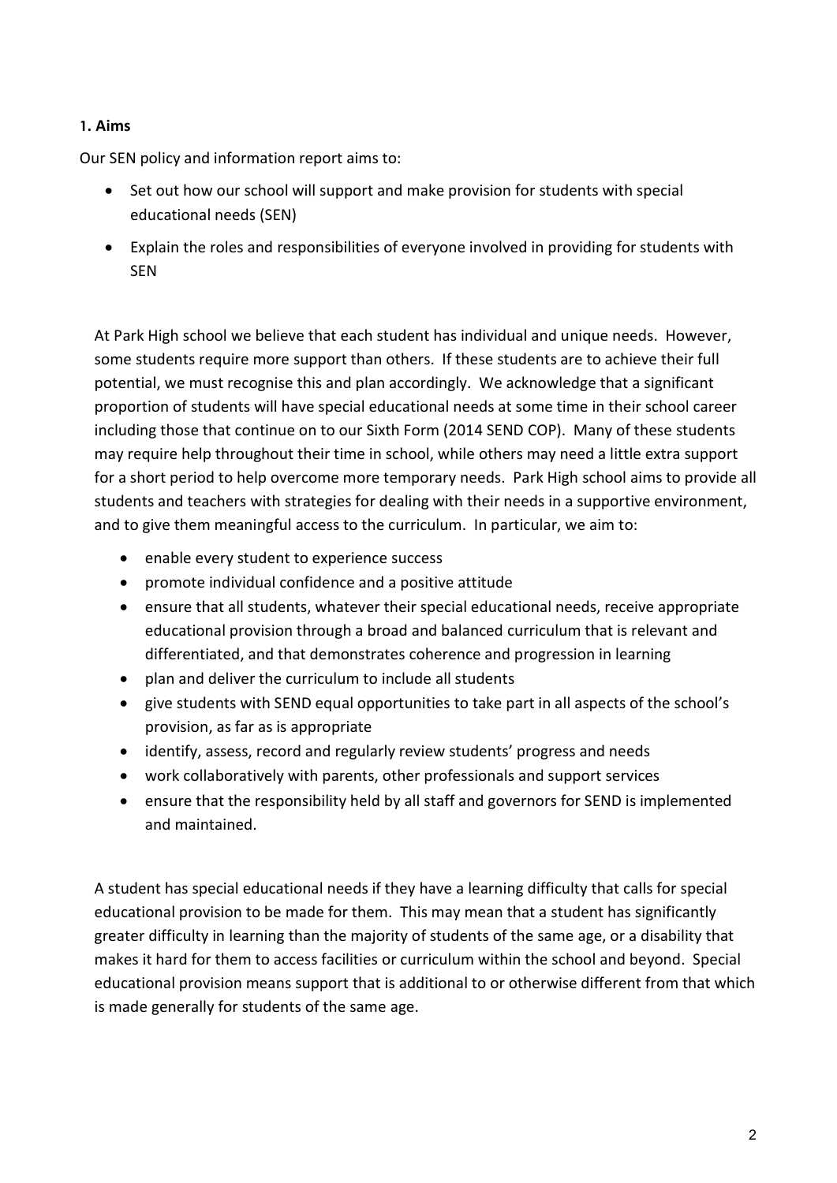## 1. Aims

Our SEN policy and information report aims to:

- Set out how our school will support and make provision for students with special educational needs (SEN)
- Explain the roles and responsibilities of everyone involved in providing for students with SEN

At Park High school we believe that each student has individual and unique needs. However, some students require more support than others. If these students are to achieve their full potential, we must recognise this and plan accordingly. We acknowledge that a significant proportion of students will have special educational needs at some time in their school career including those that continue on to our Sixth Form (2014 SEND COP). Many of these students may require help throughout their time in school, while others may need a little extra support for a short period to help overcome more temporary needs. Park High school aims to provide all students and teachers with strategies for dealing with their needs in a supportive environment, and to give them meaningful access to the curriculum. In particular, we aim to:

- enable every student to experience success
- promote individual confidence and a positive attitude
- ensure that all students, whatever their special educational needs, receive appropriate educational provision through a broad and balanced curriculum that is relevant and differentiated, and that demonstrates coherence and progression in learning
- plan and deliver the curriculum to include all students
- give students with SEND equal opportunities to take part in all aspects of the school's provision, as far as is appropriate
- identify, assess, record and regularly review students' progress and needs
- work collaboratively with parents, other professionals and support services
- ensure that the responsibility held by all staff and governors for SEND is implemented and maintained.

A student has special educational needs if they have a learning difficulty that calls for special educational provision to be made for them. This may mean that a student has significantly greater difficulty in learning than the majority of students of the same age, or a disability that makes it hard for them to access facilities or curriculum within the school and beyond. Special educational provision means support that is additional to or otherwise different from that which is made generally for students of the same age.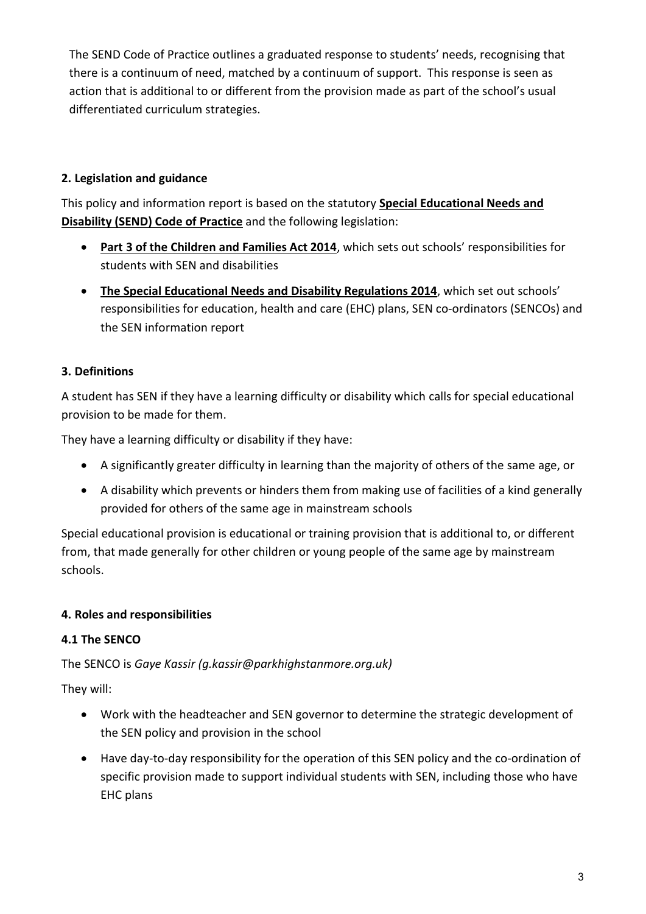The SEND Code of Practice outlines a graduated response to students' needs, recognising that there is a continuum of need, matched by a continuum of support. This response is seen as action that is additional to or different from the provision made as part of the school's usual differentiated curriculum strategies.

## 2. Legislation and guidance

This policy and information report is based on the statutory **Special Educational Needs and Disability (SEND) Code of Practice** and the following legislation:

- **Part 3 of the Children and Families Act 2014**, which sets out schools' responsibilities for students with SEN and disabilities
- **The Special Educational Needs and Disability Regulations 2014**, which set out schools' responsibilities for education, health and care (EHC) plans, SEN co-ordinators (SENCOs) and the SEN information report

## 3. Definitions

A student has SEN if they have a learning difficulty or disability which calls for special educational provision to be made for them.

They have a learning difficulty or disability if they have:

- A significantly greater difficulty in learning than the majority of others of the same age, or
- A disability which prevents or hinders them from making use of facilities of a kind generally provided for others of the same age in mainstream schools

Special educational provision is educational or training provision that is additional to, or different from, that made generally for other children or young people of the same age by mainstream schools.

## 4. Roles and responsibilities

### 4.1 The SENCO

The SENCO is *Gaye Kassir (g.kassir@parkhighstanmore.org.uk)*

They will:

- Work with the headteacher and SEN governor to determine the strategic development of the SEN policy and provision in the school
- Have day-to-day responsibility for the operation of this SEN policy and the co-ordination of specific provision made to support individual students with SEN, including those who have EHC plans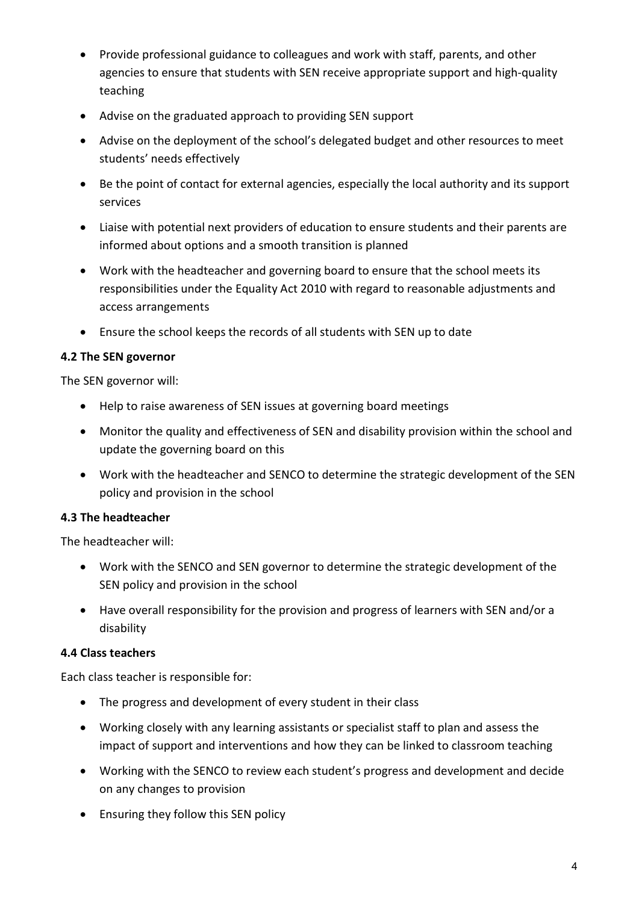- Provide professional guidance to colleagues and work with staff, parents, and other agencies to ensure that students with SEN receive appropriate support and high-quality teaching
- Advise on the graduated approach to providing SEN support
- Advise on the deployment of the school's delegated budget and other resources to meet students' needs effectively
- Be the point of contact for external agencies, especially the local authority and its support services
- Liaise with potential next providers of education to ensure students and their parents are informed about options and a smooth transition is planned
- Work with the headteacher and governing board to ensure that the school meets its responsibilities under the Equality Act 2010 with regard to reasonable adjustments and access arrangements
- Ensure the school keeps the records of all students with SEN up to date

### 4.2 The SEN governor

The SEN governor will:

- Help to raise awareness of SEN issues at governing board meetings
- Monitor the quality and effectiveness of SEN and disability provision within the school and update the governing board on this
- Work with the headteacher and SENCO to determine the strategic development of the SEN policy and provision in the school

### 4.3 The headteacher

The headteacher will:

- Work with the SENCO and SEN governor to determine the strategic development of the SEN policy and provision in the school
- Have overall responsibility for the provision and progress of learners with SEN and/or a disability

### 4.4 Class teachers

Each class teacher is responsible for:

- The progress and development of every student in their class
- Working closely with any learning assistants or specialist staff to plan and assess the impact of support and interventions and how they can be linked to classroom teaching
- Working with the SENCO to review each student's progress and development and decide on any changes to provision
- Ensuring they follow this SEN policy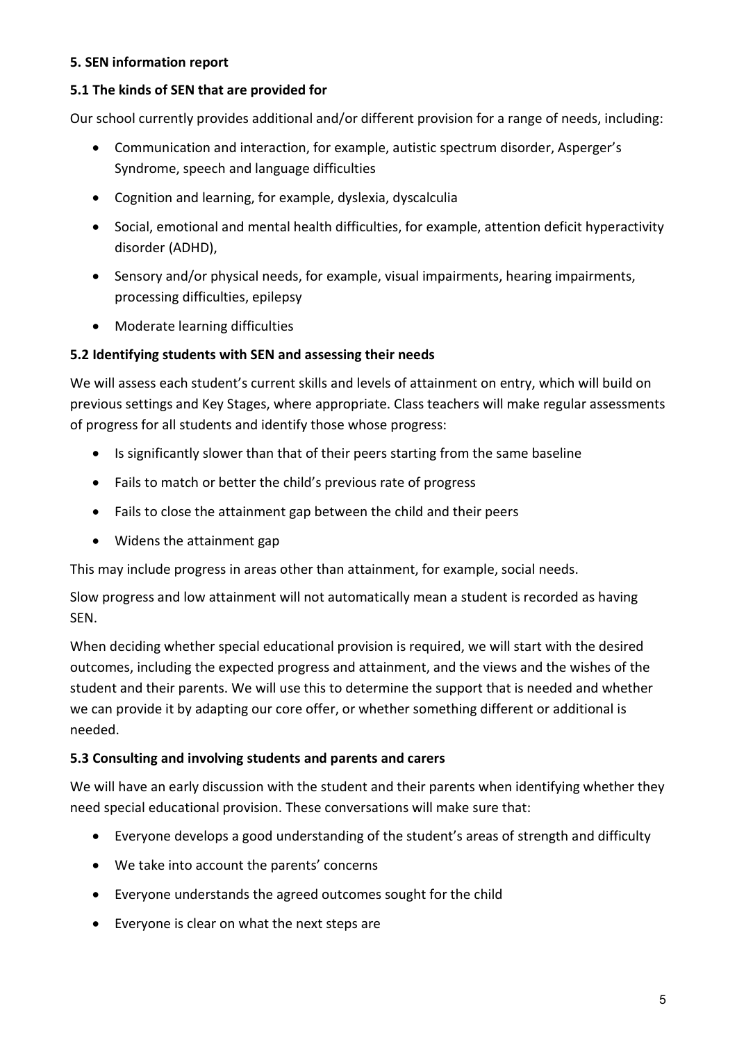## 5. SEN information report

### 5.1 The kinds of SEN that are provided for

Our school currently provides additional and/or different provision for a range of needs, including:

- Communication and interaction, for example, autistic spectrum disorder, Asperger's Syndrome, speech and language difficulties
- Cognition and learning, for example, dyslexia, dyscalculia
- Social, emotional and mental health difficulties, for example, attention deficit hyperactivity disorder (ADHD),
- Sensory and/or physical needs, for example, visual impairments, hearing impairments, processing difficulties, epilepsy
- Moderate learning difficulties

### 5.2 Identifying students with SEN and assessing their needs

We will assess each student's current skills and levels of attainment on entry, which will build on previous settings and Key Stages, where appropriate. Class teachers will make regular assessments of progress for all students and identify those whose progress:

- Is significantly slower than that of their peers starting from the same baseline
- Fails to match or better the child's previous rate of progress
- Fails to close the attainment gap between the child and their peers
- Widens the attainment gap

This may include progress in areas other than attainment, for example, social needs.

Slow progress and low attainment will not automatically mean a student is recorded as having SEN.

When deciding whether special educational provision is required, we will start with the desired outcomes, including the expected progress and attainment, and the views and the wishes of the student and their parents. We will use this to determine the support that is needed and whether we can provide it by adapting our core offer, or whether something different or additional is needed.

### 5.3 Consulting and involving students and parents and carers

We will have an early discussion with the student and their parents when identifying whether they need special educational provision. These conversations will make sure that:

- Everyone develops a good understanding of the student's areas of strength and difficulty
- We take into account the parents' concerns
- Everyone understands the agreed outcomes sought for the child
- Everyone is clear on what the next steps are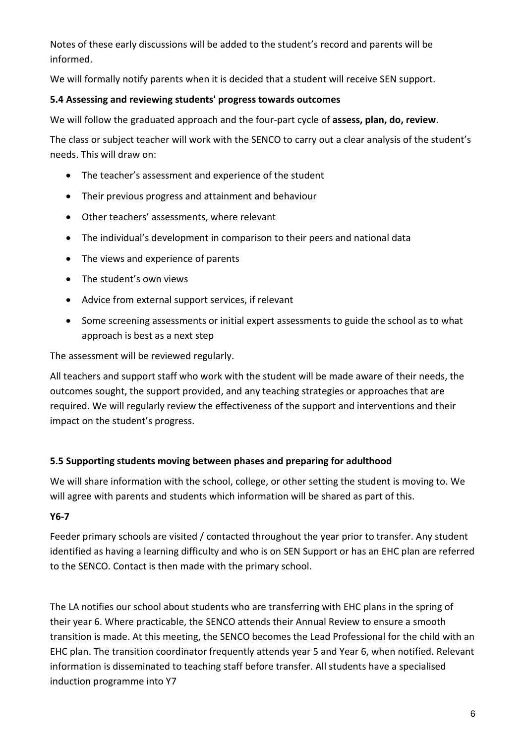Notes of these early discussions will be added to the student's record and parents will be informed.

We will formally notify parents when it is decided that a student will receive SEN support.

### 5.4 Assessing and reviewing students' progress towards outcomes

We will follow the graduated approach and the four-part cycle of **assess, plan, do, review**.

The class or subject teacher will work with the SENCO to carry out a clear analysis of the student's needs. This will draw on:

- The teacher's assessment and experience of the student
- Their previous progress and attainment and behaviour
- Other teachers' assessments, where relevant
- The individual's development in comparison to their peers and national data
- The views and experience of parents
- The student's own views
- Advice from external support services, if relevant
- Some screening assessments or initial expert assessments to guide the school as to what approach is best as a next step

The assessment will be reviewed regularly.

All teachers and support staff who work with the student will be made aware of their needs, the outcomes sought, the support provided, and any teaching strategies or approaches that are required. We will regularly review the effectiveness of the support and interventions and their impact on the student's progress.

### 5.5 Supporting students moving between phases and preparing for adulthood

We will share information with the school, college, or other setting the student is moving to. We will agree with parents and students which information will be shared as part of this.

**Y6-7**

Feeder primary schools are visited / contacted throughout the year prior to transfer. Any student identified as having a learning difficulty and who is on SEN Support or has an EHC plan are referred to the SENCO. Contact is then made with the primary school.

The LA notifies our school about students who are transferring with EHC plans in the spring of their year 6. Where practicable, the SENCO attends their Annual Review to ensure a smooth transition is made. At this meeting, the SENCO becomes the Lead Professional for the child with an EHC plan. The transition coordinator frequently attends year 5 and Year 6, when notified. Relevant information is disseminated to teaching staff before transfer. All students have a specialised induction programme into Y7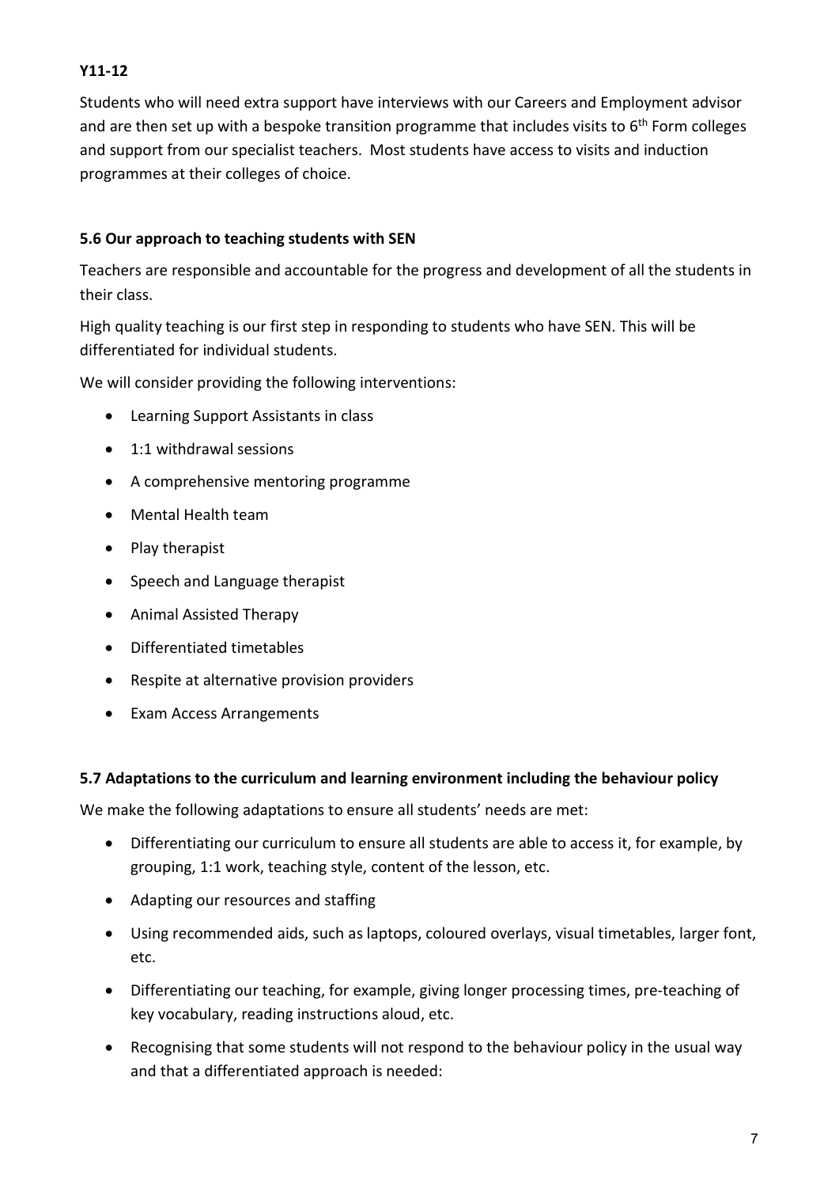**Y11-12**

Students who will need extra support have interviews with our Careers and Employment advisor and are then set up with a bespoke transition programme that includes visits to 6th Form colleges and support from our specialist teachers. Most students have access to visits and induction programmes at their colleges of choice.

### 5.6 Our approach to teaching students with SEN

Teachers are responsible and accountable for the progress and development of all the students in their class.

High quality teaching is our first step in responding to students who have SEN. This will be differentiated for individual students.

We will consider providing the following interventions:

- Learning Support Assistants in class
- 1:1 withdrawal sessions
- A comprehensive mentoring programme
- Mental Health team
- Play therapist
- Speech and Language therapist
- Animal Assisted Therapy
- Differentiated timetables
- Respite at alternative provision providers
- Exam Access Arrangements

### 5.7 Adaptations to the curriculum and learning environment including the behaviour policy

We make the following adaptations to ensure all students' needs are met:

- Differentiating our curriculum to ensure all students are able to access it, for example, by grouping, 1:1 work, teaching style, content of the lesson, etc.
- Adapting our resources and staffing
- Using recommended aids, such as laptops, coloured overlays, visual timetables, larger font, etc.
- Differentiating our teaching, for example, giving longer processing times, pre-teaching of key vocabulary, reading instructions aloud, etc.
- Recognising that some students will not respond to the behaviour policy in the usual way and that a differentiated approach is needed: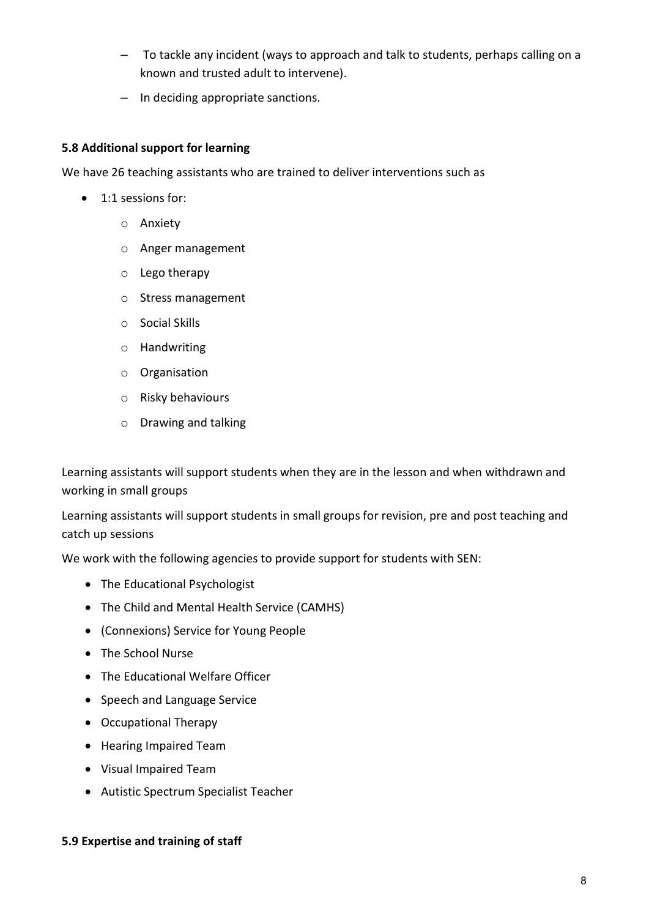- To tackle any incident (ways to approach and talk to students, perhaps calling on a known and trusted adult to intervene).
   - In deciding appropriate sanctions.

**5.8 Additional support for learning**

We have 26 teaching assistants who are trained to deliver interventions such as

- 1:1 sessions for:
  - Anxiety
  - Anger management
  - Lego therapy
  - Stress management
  - Social Skills
  - Handwriting
  - Organisation
  - Risky behaviours
  - Drawing and talking

Learning assistants will support students when they are in the lesson and when withdrawn and working in small groups

Learning assistants will support students in small groups for revision, pre and post teaching and catch up sessions

We work with the following agencies to provide support for students with SEN:

- The Educational Psychologist
- The Child and Mental Health Service (CAMHS)
- (Connexions) Service for Young People
- The School Nurse
- The Educational Welfare Officer
- Speech and Language Service
- Occupational Therapy
- Hearing Impaired Team
- Visual Impaired Team
- Autistic Spectrum Specialist Teacher

**5.9 Expertise and training of staff**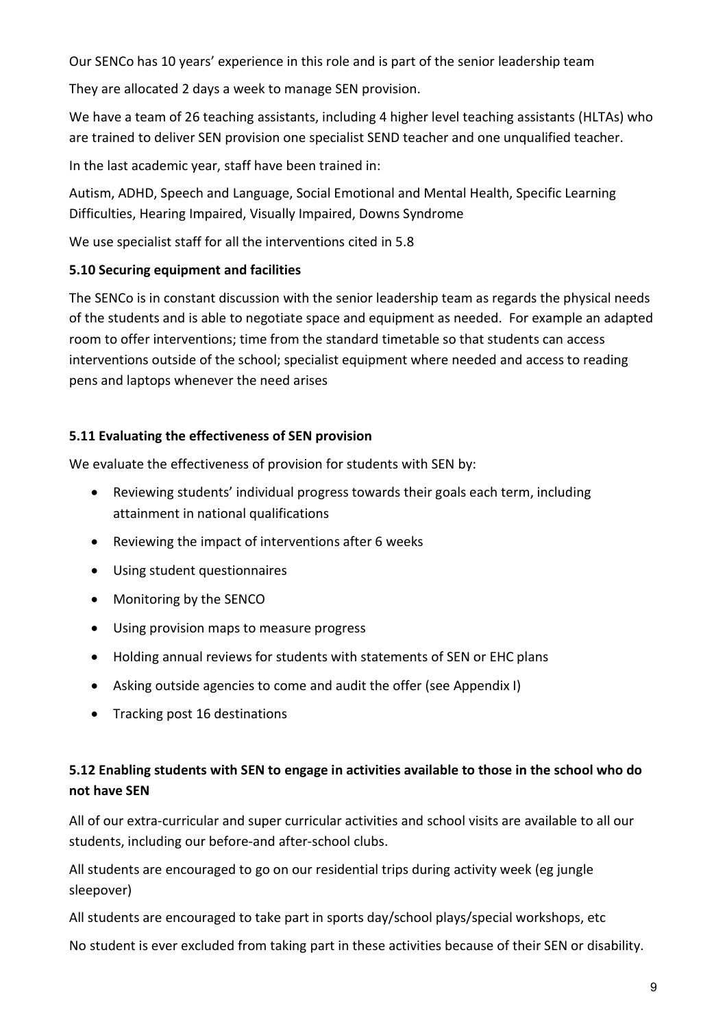Our SENCo has 10 years' experience in this role and is part of the senior leadership team

They are allocated 2 days a week to manage SEN provision.

We have a team of 26 teaching assistants, including 4 higher level teaching assistants (HLTAs) who are trained to deliver SEN provision one specialist SEND teacher and one unqualified teacher.

In the last academic year, staff have been trained in:

Autism, ADHD, Speech and Language, Social Emotional and Mental Health, Specific Learning Difficulties, Hearing Impaired, Visually Impaired, Downs Syndrome

We use specialist staff for all the interventions cited in 5.8

### 5.10 Securing equipment and facilities

The SENCo is in constant discussion with the senior leadership team as regards the physical needs of the students and is able to negotiate space and equipment as needed. For example an adapted room to offer interventions; time from the standard timetable so that students can access interventions outside of the school; specialist equipment where needed and access to reading pens and laptops whenever the need arises

### 5.11 Evaluating the effectiveness of SEN provision

We evaluate the effectiveness of provision for students with SEN by:

- Reviewing students' individual progress towards their goals each term, including attainment in national qualifications
- Reviewing the impact of interventions after 6 weeks
- Using student questionnaires
- Monitoring by the SENCO
- Using provision maps to measure progress
- Holding annual reviews for students with statements of SEN or EHC plans
- Asking outside agencies to come and audit the offer (see Appendix I)
- Tracking post 16 destinations

### 5.12 Enabling students with SEN to engage in activities available to those in the school who do not have SEN

All of our extra-curricular and super curricular activities and school visits are available to all our students, including our before-and after-school clubs.

All students are encouraged to go on our residential trips during activity week (eg jungle sleepover)

All students are encouraged to take part in sports day/school plays/special workshops, etc

No student is ever excluded from taking part in these activities because of their SEN or disability.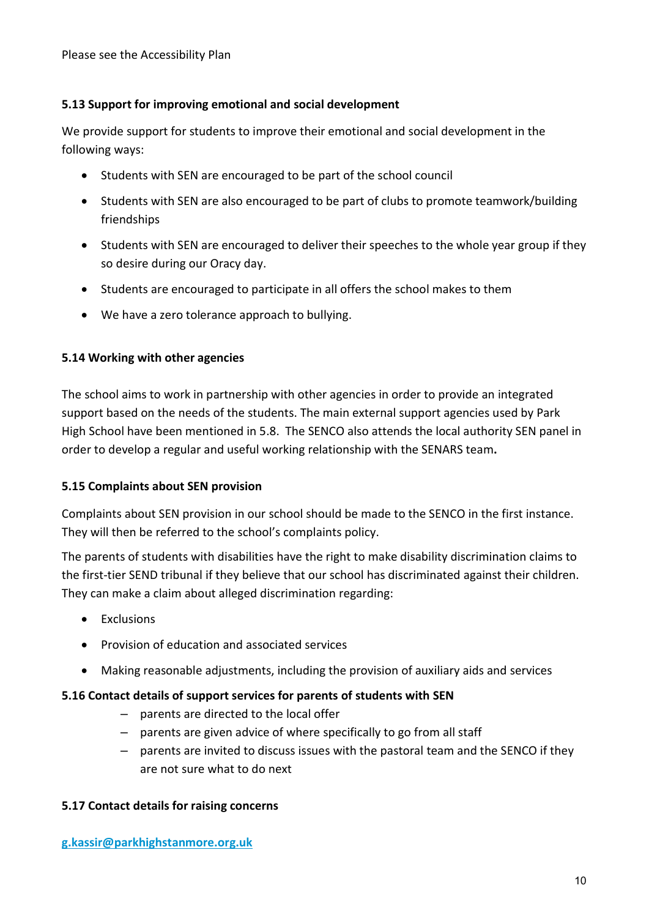Please see the Accessibility Plan

**5.13 Support for improving emotional and social development**

We provide support for students to improve their emotional and social development in the following ways:

- Students with SEN are encouraged to be part of the school council
- Students with SEN are also encouraged to be part of clubs to promote teamwork/building friendships
- Students with SEN are encouraged to deliver their speeches to the whole year group if they so desire during our Oracy day.
- Students are encouraged to participate in all offers the school makes to them
- We have a zero tolerance approach to bullying.

**5.14 Working with other agencies**

The school aims to work in partnership with other agencies in order to provide an integrated support based on the needs of the students. The main external support agencies used by Park High School have been mentioned in 5.8. The SENCO also attends the local authority SEN panel in order to develop a regular and useful working relationship with the SENARS team.

**5.15 Complaints about SEN provision**

Complaints about SEN provision in our school should be made to the SENCO in the first instance. They will then be referred to the school's complaints policy.

The parents of students with disabilities have the right to make disability discrimination claims to the first-tier SEND tribunal if they believe that our school has discriminated against their children. They can make a claim about alleged discrimination regarding:

- Exclusions
- Provision of education and associated services
- Making reasonable adjustments, including the provision of auxiliary aids and services

**5.16 Contact details of support services for parents of students with SEN**

- parents are directed to the local offer
- parents are given advice of where specifically to go from all staff
- parents are invited to discuss issues with the pastoral team and the SENCO if they are not sure what to do next

**5.17 Contact details for raising concerns**

**g.kassir@parkhighstanmore.org.uk**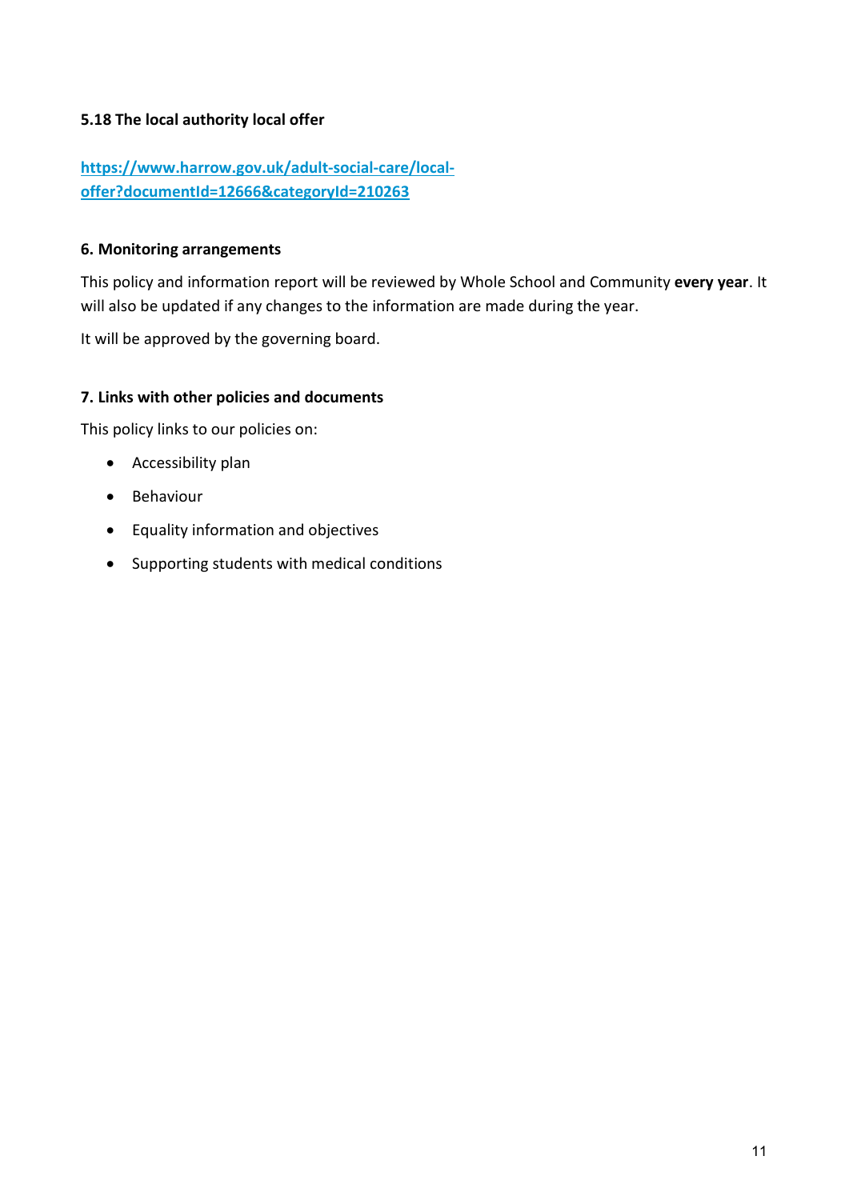### 5.18 The local authority local offer

**[https://www.harrow.gov.uk/adult-social-care/local-offer?documentId=12666&categoryId=210263](https://www.harrow.gov.uk/adult-social-care/local-offer?documentId=12666&categoryId=210263)**

## 6. Monitoring arrangements

This policy and information report will be reviewed by Whole School and Community **every year**. It will also be updated if any changes to the information are made during the year.

It will be approved by the governing board.

## 7. Links with other policies and documents

This policy links to our policies on:

- Accessibility plan
- Behaviour
- Equality information and objectives
- Supporting students with medical conditions